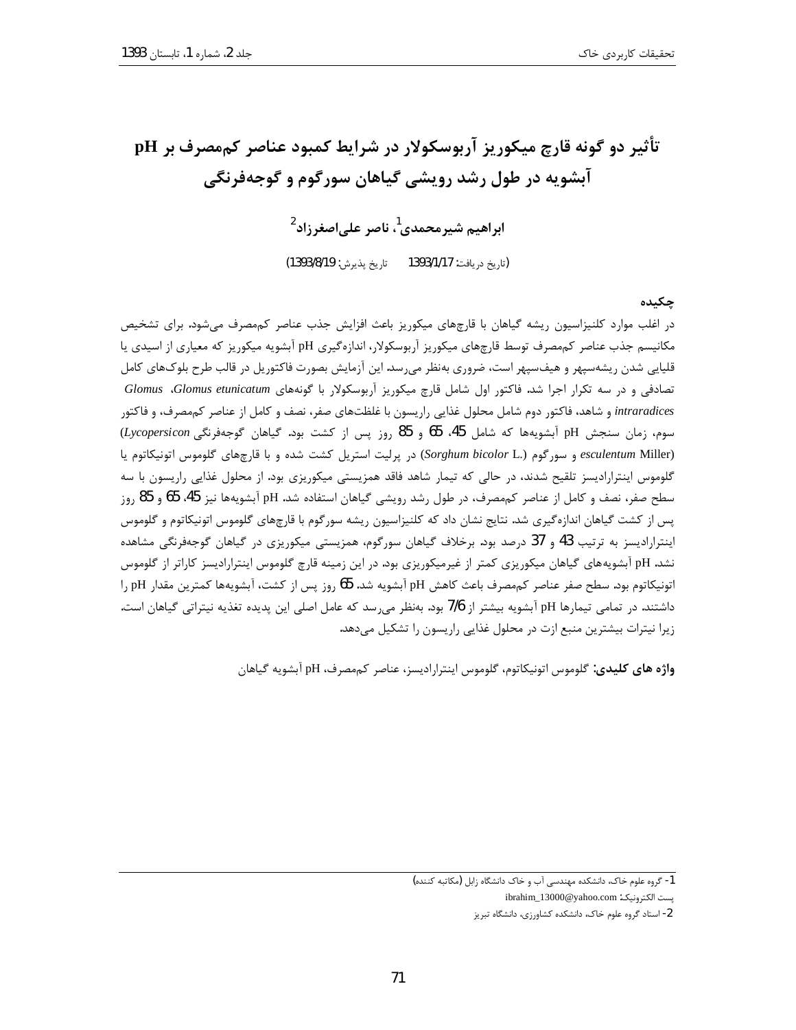# تأثیر دو گونه قارچ میکوریز آربوسکولار در شرایط کمبود عناصر کم‌مصرف بر pH آبشویه در طول رشد رویشی گیاهان سورگوم و گوجه‌فرنگی

**ابراهیم شیرمحمدی[1]، ناصر علی‌اصغرزاد[2]**

(تاریخ دریافت: 1393/1/17 تاریخ پذیرش: 1393/8/19)

## چکیده

در اغلب موارد کلنیزاسیون ریشه گیاهان با قارچ‌های میکوریز باعث افزایش جذب عناصر کم‌مصرف می‌شود. برای تشخیص مکانیسم جذب عناصر کم‌مصرف توسط قارچ‌های میکوریز آربوسکولار، اندازه‌گیری pH آبشویه میکوریز که معیاری از اسیدی یا قلیایی شدن ریشه‌سپهر و هیف‌سپهر است، ضروری به‌نظر می‌رسد. این آزمایش بصورت فاکتوریل در قالب طرح بلوک‌های کامل تصادفی و در سه تکرار اجرا شد. فاکتور اول شامل قارچ میکوریز آربوسکولار با گونه‌های *Glomus etunicatum*، *Glomus intraradices* و شاهد، فاکتور دوم شامل محلول غذایی راریسون با غلظت‌های صفر، نصف و کامل از عناصر کم‌مصرف، و فاکتور سوم، زمان سنجش pH آبشویه‌ها که شامل 45، 65 و 85 روز پس از کشت بود. گیاهان گوجه‌فرنگی (*Lycopersicon esculentum* Miller) و سورگوم (*Sorghum bicolor* L.) در پرلیت استریل کشت شده و با قارچ‌های گلوموس اتونیکاتوم یا گلوموس اینترارادیسز تلقیح شدند، در حالی که تیمار شاهد فاقد همزیستی میکوریزی بود. از محلول غذایی راریسون با سه سطح صفر، نصف و کامل از عناصر کم‌مصرف، در طول رشد رویشی گیاهان استفاده شد. pH آبشویه‌ها نیز 45، 65 و 85 روز پس از کشت گیاهان اندازه‌گیری شد. نتایج نشان داد که کلنیزاسیون ریشه سورگوم با قارچ‌های گلوموس اتونیکاتوم و گلوموس اینترارادیسز به ترتیب 43 و 37 درصد بود. برخلاف گیاهان سورگوم، همزیستی میکوریزی در گیاهان گوجه‌فرنگی مشاهده نشد. pH آبشویه‌های گیاهان میکوریزی کمتر از غیرمیکوریزی بود. در این زمینه قارچ گلوموس اینترارادیسز کاراتر از گلوموس اتونیکاتوم بود. سطح صفر عناصر کم‌مصرف باعث کاهش pH آبشویه شد. 65 روز پس از کشت، آبشویه‌ها کمترین مقدار pH را داشتند. در تمامی تیمارها pH آبشویه بیشتر از 7/6 بود. به‌نظر می‌رسد که عامل اصلی این پدیده تغذیه نیتراتی گیاهان است. زیرا نیترات بیشترین منبع ازت در محلول غذایی راریسون را تشکیل می‌دهد.

**واژه های کلیدی:** گلوموس اتونیکاتوم، گلوموس اینترارادیسز، عناصر کم‌مصرف، pH آبشویه گیاهان

---

1- گروه علوم خاک، دانشکده مهندسی آب و خاک دانشگاه زابل (مکاتبه کننده)

پست الکترونیک: ibrahim_13000@yahoo.com

2- استاد گروه علوم خاک، دانشکده کشاورزی، دانشگاه تبریز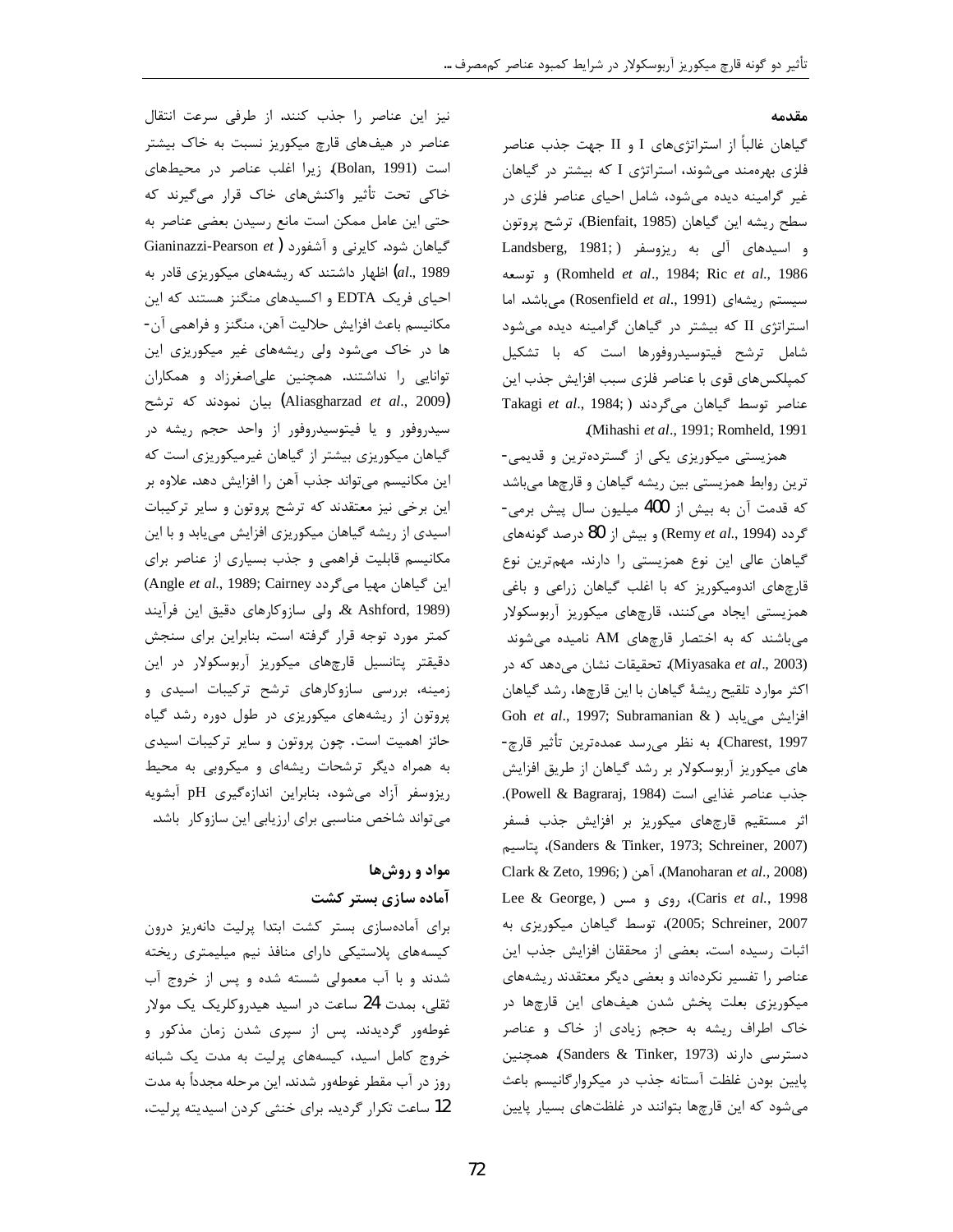## مقدمه

گیاهان غالباً از استراتژی‌های I و II جهت جذب عناصر فلزی بهره‌مند می‌شوند، استراتژی I که بیشتر در گیاهان غیر گرامینه دیده می‌شود، شامل احیای عناصر فلزی در سطح ریشه این گیاهان (Bienfait, 1985)، ترشح پروتون و اسیدهای آلی به ریزوسفر (Landsberg, 1981; Romheld *et al*., 1984; Ric *et al*., 1986) و توسعه سیستم ریشه‌ای (Rosenfield *et al*., 1991) می‌باشد. اما استراتژی II که بیشتر در گیاهان گرامینه دیده می‌شود شامل ترشح فیتوسیدروفورها است که با تشکیل کمپلکس‌های قوی با عناصر فلزی سبب افزایش جذب این عناصر توسط گیاهان می‌گردند (Takagi *et al*., 1984; Mihashi *et al*., 1991; Romheld, 1991).

همزیستی میکوریزی یکی از گسترده‌ترین و قدیمی‌ترین روابط همزیستی بین ریشه گیاهان و قارچها می‌باشد که قدمت آن به بیش از 400 میلیون سال پیش برمی‌گردد (Remy *et al*., 1994) و بیش از 80 درصد گونه‌های گیاهان عالی این نوع همزیستی را دارند. مهمترین نوع قارچهای اندومیکوریز که با اغلب گیاهان زراعی و باغی همزیستی ایجاد می‌کنند، قارچهای میکوریز آربوسکولار می‌باشند که به اختصار قارچهای AM نامیده می‌شوند (Miyasaka *et al*., 2003). تحقیقات نشان می‌دهد که در اکثر موارد تلقیح ریشهٔ گیاهان با این قارچها، رشد گیاهان افزایش می‌یابد (Goh *et al*., 1997; Subramanian & Charest, 1997). به نظر می‌رسد عمده‌ترین تأثیر قارچ‌های میکوریز آربوسکولار بر رشد گیاهان از طریق افزایش جذب عناصر غذایی است (Powell & Bagraraj, 1984). اثر مستقیم قارچهای میکوریز بر افزایش جذب فسفر (Sanders & Tinker, 1973; Schreiner, 2007)، پتاسیم (Manoharan *et al*., 2008)، آهن (Clark & Zeto, 1996; Caris *et al*., 1998)، روی و مس (Lee & George, 2005; Schreiner, 2007)، توسط گیاهان میکوریزی به اثبات رسیده است. بعضی از محققان افزایش جذب این عناصر را تفسیر نکرده‌اند و بعضی دیگر معتقدند ریشه‌های میکوریزی بعلت پخش شدن هیف‌های این قارچها در خاک اطراف ریشه به حجم زیادی از خاک و عناصر دسترسی دارند (Sanders & Tinker, 1973). همچنین پایین بودن غلظت آستانه جذب در میکروارگانیسم باعث می‌شود که این قارچها بتوانند در غلظت‌های بسیار پایین نیز این عناصر را جذب کنند. از طرفی سرعت انتقال عناصر در هیف‌های قارچ میکوریز نسبت به خاک بیشتر است (Bolan, 1991)، زیرا اغلب عناصر در محیط‌های خاکی تحت تأثیر واکنش‌های خاک قرار می‌گیرند که حتی این عامل ممکن است مانع رسیدن بعضی عناصر به گیاهان شود. کایرنی و آشفورد (Gianinazzi-Pearson *et al*., 1989) اظهار داشتند که ریشه‌های میکوریزی قادر به احیای فریک EDTA و اکسیدهای منگنز هستند که این مکانیسم باعث افزایش حلالیت آهن، منگنز و فراهمی آن‌ها در خاک می‌شود ولی ریشه‌های غیر میکوریزی این توانایی را نداشتند. همچنین علی‌اصغرزاد و همکاران (Aliasgharzad *et al*., 2009) بیان نمودند که ترشح سیدروفور و یا فیتوسیدروفور از واحد حجم ریشه در گیاهان میکوریزی بیشتر از گیاهان غیرمیکوریزی است که این مکانیسم می‌تواند جذب آهن را افزایش دهد. علاوه بر این برخی نیز معتقدند که ترشح پروتون و سایر ترکیبات اسیدی از ریشه گیاهان میکوریزی افزایش می‌یابد و با این مکانیسم قابلیت فراهمی و جذب بسیاری از عناصر برای این گیاهان مهیا می‌گردد (Angle *et al*., 1989; Cairney & Ashford, 1989). ولی سازوکارهای دقیق این فرآیند کمتر مورد توجه قرار گرفته است. بنابراین برای سنجش دقیقتر پتانسیل قارچهای میکوریز آربوسکولار در این زمینه، بررسی سازوکارهای ترشح ترکیبات اسیدی و پروتون از ریشه‌های میکوریزی در طول دوره رشد گیاه حائز اهمیت است. چون پروتون و سایر ترکیبات اسیدی به همراه دیگر ترشحات ریشه‌ای و میکروبی به محیط ریزوسفر آزاد می‌شود، بنابراین اندازه‌گیری pH آبشویه می‌تواند شاخص مناسبی برای ارزیابی این سازوکار باشد.

## مواد و روش‌ها

### آماده سازی بستر کشت

برای آماده‌سازی بستر کشت ابتدا پرلیت دانه‌ریز درون کیسه‌های پلاستیکی دارای منافذ نیم میلیمتری ریخته شدند و با آب معمولی شسته شده و پس از خروج آب ثقلی، بمدت 24 ساعت در اسید هیدروکلریک یک مولار غوطه‌ور گردیدند. پس از سپری شدن زمان مذکور و خروج کامل اسید، کیسه‌های پرلیت به مدت یک شبانه روز در آب مقطر غوطه‌ور شدند. این مرحله مجدداً به مدت 12 ساعت تکرار گردید. برای خنثی کردن اسیدیته پرلیت،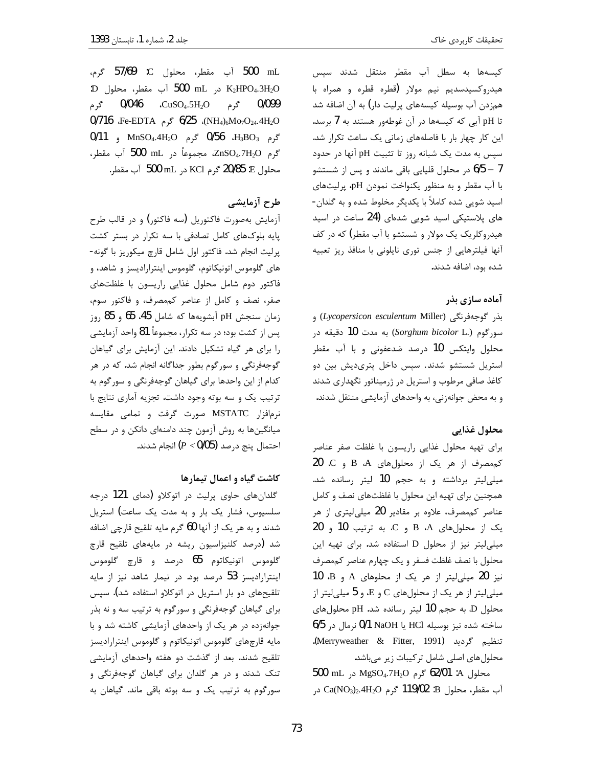کیسه‌ها به سطل آب مقطر منتقل شدند سپس هیدروکسیدسدیم نیم مولار (قطره قطره و همراه با هم‌زدن آب بوسیله کیسه‌های پرلیت دار) به آن اضافه شد تا pH آبی که کیسه‌ها در آن غوطه‌ور هستند به 7 برسد. این کار چهار بار با فاصله‌های زمانی یک ساعت تکرار شد. سپس به مدت یک شبانه روز تا تثبیت pH آنها در حدود 7 – 6/5 در محلول قلیایی باقی ماندند و پس از شستشو با آب مقطر و به منظور یکنواخت نمودن pH، پرلیت‌های اسید شویی شده کاملاً با یکدیگر مخلوط شده و به گلدان-های پلاستیکی اسید شویی شده‌ای (24 ساعت در اسید هیدروکلریک یک مولار و شستشو با آب مقطر) که در کف آنها فیلترهایی از جنس توری نایلونی با منافذ ریز تعبیه شده بود، اضافه شدند.

### آماده سازی بذر

بذر گوجه‌فرنگی (*Lycopersicon esculentum* Miller) و سورگوم (*Sorghum bicolor* L.) به مدت 10 دقیقه در محلول وایتکس 10 درصد ضدعفونی و با آب مقطر استریل شستشو شدند. سپس داخل پتری‌دیش بین دو کاغذ صافی مرطوب و استریل در ژرمیناتور نگهداری شدند و به محض جوانه‌زنی، به واحدهای آزمایشی منتقل شدند.

### محلول غذایی

برای تهیه محلول غذایی راریسون با غلظت صفر عناصر کم‌مصرف از هر یک از محلول‌های A، B و C، 20 میلی‌لیتر برداشته و به حجم 10 لیتر رسانده شد. همچنین برای تهیه این محلول با غلظت‌های نصف و کامل عناصر کم‌مصرف، علاوه بر مقادیر 20 میلی‌لیتری از هر یک از محلول‌های A، B و C، به ترتیب 10 و 20 میلی‌لیتر نیز از محلول D استفاده شد. برای تهیه این محلول با نصف غلظت فسفر و یک چهارم عناصر کم‌مصرف نیز 20 میلی‌لیتر از هر یک از محلولهای A و B، 10 میلی‌لیتر از هر یک از محلول‌های C و E، و 5 میلی‌لیتر از محلول D، به حجم 10 لیتر رسانده شد. pH محلول‌های ساخته شده نیز بوسیله HCl یا NaOH 0/1 نرمال در 6/5 تنظیم گردید (Merryweather & Fitter, 1991). محلول‌های اصلی شامل ترکیبات زیر می‌باشد.

محلول A: 62/01 گرم $MgSO_4.7H_2O$ در 500 mL آب مقطر، محلول B: 119/02 گرم $Ca(NO_3)_2.4H_2O$ در 500 mL آب مقطر، محلول C: 57/69 گرم، $K_2HPO_4.3H_2O$ در 500 mL آب مقطر، محلول D: 0/099 گرم $CuSO_4.5H_2O$، 0/046 گرم $(NH_4)_6Mo_7O_{24}.4H_2O$، 6/25 گرم Fe-EDTA، 0/716 گرم $H_3BO_3$، 0/56 گرم $MnSO_4.4H_2O$ و 0/11 گرم $ZnSO_4.7H_2O$، مجموعاً در 500 mL آب مقطر، محلول E: 20/85 گرم KCl در 500 mL آب مقطر.

### طرح آزمایشی

آزمایش به‌صورت فاکتوریل (سه فاکتور) و در قالب طرح پایه بلوک‌های کامل تصادفی با سه تکرار در بستر کشت پرلیت انجام شد. فاکتور اول شامل قارچ میکوریز با گونه-های گلوموس اتونیکاتوم، گلوموس اینترارادیسز و شاهد، و فاکتور دوم شامل محلول غذایی راریسون با غلظت‌های صفر، نصف و کامل از عناصر کم‌مصرف، و فاکتور سوم، زمان سنجش pH آبشویه‌ها که شامل 45، 65 و 85 روز پس از کشت بود؛ در سه تکرار، مجموعاً 81 واحد آزمایشی را برای هر گیاه تشکیل دادند. این آزمایش برای گیاهان گوجه‌فرنگی و سورگوم بطور جداگانه انجام شد. که در هر کدام از این واحدها برای گیاهان گوجه‌فرنگی و سورگوم به ترتیب یک و سه بوته وجود داشت. تجزیه آماری نتایج با نرم‌افزار MSTATC صورت گرفت و تمامی مقایسه میانگین‌ها به روش آزمون چند دامنه‌ای دانکن و در سطح احتمال پنج درصد ($P < 0/05$) انجام شدند.

### کاشت گیاه و اعمال تیمارها

گلدان‌های حاوی پرلیت در اتوکلاو (دمای 121 درجه سلسیوس، فشار یک بار و به مدت یک ساعت) استریل شدند و به هر یک از آنها 60 گرم مایه تلقیح قارچی اضافه شد (درصد کلنیزاسیون ریشه در مایه‌های تلقیح قارچ گلوموس اتونیکاتوم 65 درصد و قارچ گلوموس اینترارادیسز 53 درصد بود. در تیمار شاهد نیز از مایه تلقیح‌های دو بار استریل در اتوکلاو استفاده شد). سپس برای گیاهان گوجه‌فرنگی و سورگوم به ترتیب سه و نه بذر جوانه‌زده در هر یک از واحدهای آزمایشی کاشته شد و با مایه قارچ‌های گلوموس اتونیکاتوم و گلوموس اینترارادیسز تلقیح شدند. بعد از گذشت دو هفته واحدهای آزمایشی تنک شدند و در هر گلدان برای گیاهان گوجه‌فرنگی و سورگوم به ترتیب یک و سه بوته باقی ماند. گیاهان به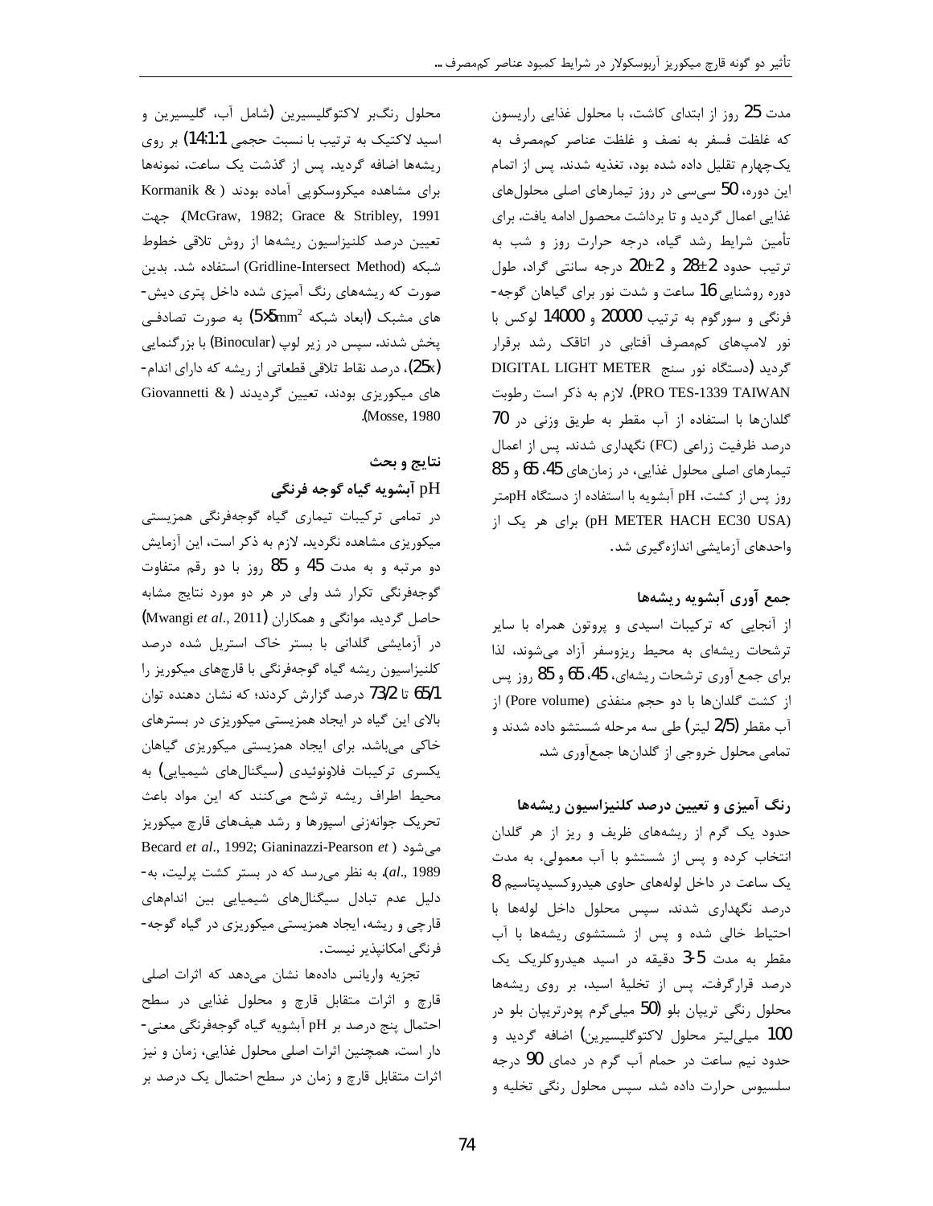مدت 25 روز از ابتدای کاشت، با محلول غذایی راریسون که غلظت فسفر به نصف و غلظت عناصر کم‌مصرف به یک‌چهارم تقلیل داده شده بود، تغذیه شدند. پس از اتمام این دوره، 50 سی‌سی در روز تیمارهای اصلی محلول‌های غذایی اعمال گردید و تا برداشت محصول ادامه یافت. برای تأمین شرایط رشد گیاه، درجه حرارت روز و شب به ترتیب حدود 2±28 و 2±20 درجه سانتی گراد، طول دوره روشنایی 16 ساعت و شدت نور برای گیاهان گوجه‌فرنگی و سورگوم به ترتیب 20000 و 14000 لوکس با نور لامپ‌های کم‌مصرف آفتابی در اتاقک رشد برقرار گردید (دستگاه نور سنج DIGITAL LIGHT METER PRO TES-1339 TAIWAN). لازم به ذکر است رطوبت گلدان‌ها با استفاده از آب مقطر به طریق وزنی در 70 درصد ظرفیت زراعی (FC) نگهداری شدند. پس از اعمال تیمارهای اصلی محلول غذایی، در زمان‌های 45، 65 و 85 روز پس از کشت، pH آبشویه با استفاده از دستگاه pHمتر (pH METER HACH EC30 USA) برای هر یک از واحدهای آزمایشی اندازه‌گیری شد.

**جمع آوری آبشویه ریشه‌ها**

از آنجایی که ترکیبات اسیدی و پروتون همراه با سایر ترشحات ریشه‌ای به محیط ریزوسفر آزاد می‌شوند، لذا برای جمع آوری ترشحات ریشه‌ای، 45، 65 و 85 روز پس از کشت گلدان‌ها با دو حجم منفذی (Pore volume) از آب مقطر (2/5 لیتر) طی سه مرحله شستشو داده شدند و تمامی محلول خروجی از گلدان‌ها جمع‌آوری شد.

**رنگ آمیزی و تعیین درصد کلنیزاسیون ریشه‌ها**

حدود یک گرم از ریشه‌های ظریف و ریز از هر گلدان انتخاب کرده و پس از شستشو با آب معمولی، به مدت یک ساعت در داخل لوله‌های حاوی هیدروکسیدپتاسیم 8 درصد نگهداری شدند. سپس محلول داخل لوله‌ها با احتیاط خالی شده و پس از شستشوی ریشه‌ها با آب مقطر به مدت 5-3 دقیقه در اسید هیدروکلریک یک درصد قرارگرفت. پس از تخلیهٔ اسید، بر روی ریشه‌ها محلول رنگی تریپان بلو (50 میلی‌گرم پودرتریپان بلو در 100 میلی‌لیتر محلول لاکتوگلیسیرین) اضافه گردید و حدود نیم ساعت در حمام آب گرم در دمای 90 درجه سلسیوس حرارت داده شد. سپس محلول رنگی تخلیه و محلول رنگ‌بر لاکتوگلیسیرین (شامل آب، گلیسیرین و اسید لاکتیک به ترتیب با نسبت حجمی 14:1:1) بر روی ریشه‌ها اضافه گردید. پس از گذشت یک ساعت، نمونه‌ها برای مشاهده میکروسکوپی آماده بودند (Kormanik & McGraw, 1982; Grace & Stribley, 1991). جهت تعیین درصد کلنیزاسیون ریشه‌ها از روش تلاقی خطوط شبکه (Gridline-Intersect Method) استفاده شد. بدین صورت که ریشه‌های رنگ آمیزی شده داخل پتری دیش‌های مشبک (ابعاد شبکه $5\times5 mm^2$) به صورت تصادفی پخش شدند. سپس در زیر لوپ (Binocular) با بزرگنمایی (25x)، درصد نقاط تلاقی قطعاتی از ریشه که دارای اندام‌های میکوریزی بودند، تعیین گردیدند (Giovannetti & Mosse, 1980).

## نتایج و بحث

### pH آبشویه گیاه گوجه فرنگی

در تمامی ترکیبات تیماری گیاه گوجه‌فرنگی همزیستی میکوریزی مشاهده نگردید. لازم به ذکر است، این آزمایش دو مرتبه و به مدت 45 و 85 روز با دو رقم متفاوت گوجه‌فرنگی تکرار شد ولی در هر دو مورد نتایج مشابه حاصل گردید. موانگی و همکاران (Mwangi *et al*., 2011) در آزمایشی گلدانی با بستر خاک استریل شده درصد کلنیزاسیون ریشه گیاه گوجه‌فرنگی با قارچ‌های میکوریز را 65/1 تا 73/2 درصد گزارش کردند؛ که نشان دهنده توان بالای این گیاه در ایجاد همزیستی میکوریزی در بسترهای خاکی می‌باشد. برای ایجاد همزیستی میکوریزی گیاهان یکسری ترکیبات فلاونوئیدی (سیگنال‌های شیمیایی) به محیط اطراف ریشه ترشح می‌کنند که این مواد باعث تحریک جوانه‌زنی اسپورها و رشد هیف‌های قارچ میکوریز می‌شود (Becard *et al*., 1992; Gianinazzi-Pearson *et al*., 1989). به نظر می‌رسد که در بستر کشت پرلیت، به‌دلیل عدم تبادل سیگنال‌های شیمیایی بین اندام‌های قارچی و ریشه، ایجاد همزیستی میکوریزی در گیاه گوجه‌فرنگی امکانپذیر نیست.

تجزیه واریانس داده‌ها نشان می‌دهد که اثرات اصلی قارچ و اثرات متقابل قارچ و محلول غذایی در سطح احتمال پنج درصد بر pH آبشویه گیاه گوجه‌فرنگی معنی‌دار است. همچنین اثرات اصلی محلول غذایی، زمان و نیز اثرات متقابل قارچ و زمان در سطح احتمال یک درصد بر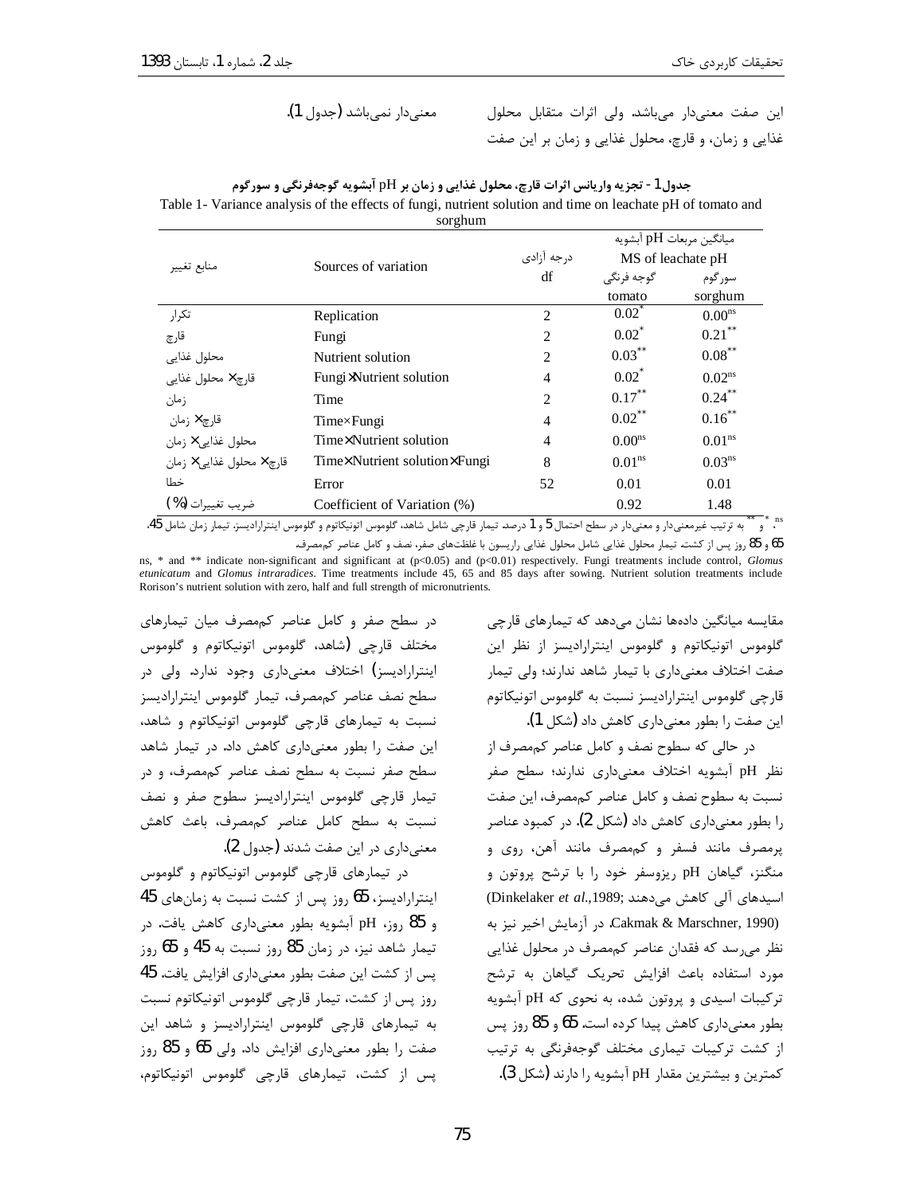این صفت معنی‌دار می‌باشد. ولی اثرات متقابل محلول غذایی و زمان، و قارچ، محلول غذایی و زمان بر این صفت معنی‌دار نمی‌باشد (جدول 1).

**جدول 1 - تجزیه واریانس اثرات قارچ، محلول غذایی و زمان بر pH آبشویه گوجه‌فرنگی و سورگوم**

Table 1- Variance analysis of the effects of fungi, nutrient solution and time on leachate pH of tomato and sorghum

| منابع تغییر | Sources of variation | درجه آزادی df | میانگین مربعات pH آبشویه MS of leachate pH | |
|---|---|---|---|---|
| | | | گوجه فرنگی tomato | سورگوم sorghum |
| تکرار | Replication | 2 | $0.02^{*}$ | $0.00^{ns}$ |
| قارچ | Fungi | 2 | $0.02^{*}$ | $0.21^{**}$ |
| محلول غذایی | Nutrient solution | 2 | $0.03^{**}$ | $0.08^{**}$ |
| قارچ× محلول غذایی | Fungi×Nutrient solution | 4 | $0.02^{*}$ | $0.02^{ns}$ |
| زمان | Time | 2 | $0.17^{**}$ | $0.24^{**}$ |
| قارچ× زمان | Time×Fungi | 4 | $0.02^{**}$ | $0.16^{**}$ |
| محلول غذایی× زمان | Time×Nutrient solution | 4 | $0.00^{ns}$ | $0.01^{ns}$ |
| قارچ× محلول غذایی× زمان | Time×Nutrient solution×Fungi | 8 | $0.01^{ns}$ | $0.03^{ns}$ |
| خطا | Error | 52 | 0.01 | 0.01 |
| ضریب تغییرات (%) | Coefficient of Variation (%) | | 0.92 | 1.48 |

ns، * و ** به ترتیب غیرمعنی‌دار و معنی‌دار در سطح احتمال 5 و 1 درصد. تیمار قارچی شامل شاهد، گلوموس اتونیکاتوم و گلوموس اینترارادیسز. تیمار زمان شامل 45، 65 و 85 روز پس از کشت. تیمار محلول غذایی شامل محلول غذایی راریسون با غلظت‌های صفر، نصف و کامل عناصر کم‌مصرف.

ns, * and ** indicate non-significant and significant at ($p<0.05$) and ($p<0.01$) respectively. Fungi treatments include control, *Glomus etunicatum* and *Glomus intraradices*. Time treatments include 45, 65 and 85 days after sowing. Nutrient solution treatments include Rorison's nutrient solution with zero, half and full strength of micronutrients.

مقایسه میانگین داده‌ها نشان می‌دهد که تیمارهای قارچی گلوموس اتونیکاتوم و گلوموس اینترارادیسز از نظر این صفت اختلاف معنی‌داری با تیمار شاهد ندارند؛ ولی تیمار قارچی گلوموس اینترارادیسز نسبت به گلوموس اتونیکاتوم این صفت را بطور معنی‌داری کاهش داد (شکل 1).

در حالی که سطوح نصف و کامل عناصر کم‌مصرف از نظر pH آبشویه اختلاف معنی‌داری ندارند؛ سطح صفر نسبت به سطوح نصف و کامل عناصر کم‌مصرف، این صفت را بطور معنی‌داری کاهش داد (شکل 2). در کمبود عناصر پرمصرف مانند فسفر و کم‌مصرف مانند آهن، روی و منگنز، گیاهان pH ریزوسفر خود را با ترشح پروتون و اسیدهای آلی کاهش می‌دهند (Dinkelaker *et al*.,1989; Cakmak & Marschner, 1990). در آزمایش اخیر نیز به نظر می‌رسد که فقدان عناصر کم‌مصرف در محلول غذایی مورد استفاده باعث افزایش تحریک گیاهان به ترشح ترکیبات اسیدی و پروتون شده، به نحوی که pH آبشویه بطور معنی‌داری کاهش پیدا کرده است. 65 و 85 روز پس از کشت ترکیبات تیماری مختلف گوجه‌فرنگی به ترتیب کمترین و بیشترین مقدار pH آبشویه را دارند (شکل 3).

در سطح صفر و کامل عناصر کم‌مصرف میان تیمارهای مختلف قارچی (شاهد، گلوموس اتونیکاتوم و گلوموس اینترارادیسز) اختلاف معنی‌داری وجود ندارد. ولی در سطح نصف عناصر کم‌مصرف، تیمار گلوموس اینترارادیسز نسبت به تیمارهای قارچی گلوموس اتونیکاتوم و شاهد، این صفت را بطور معنی‌داری کاهش داد. در تیمار شاهد سطح صفر نسبت به سطح نصف عناصر کم‌مصرف، و در تیمار قارچی گلوموس اینترارادیسز سطوح صفر و نصف نسبت به سطح کامل عناصر کم‌مصرف، باعث کاهش معنی‌داری در این صفت شدند (جدول 2).

در تیمارهای قارچی گلوموس اتونیکاتوم و گلوموس اینترارادیسز، 65 روز پس از کشت نسبت به زمان‌های 45 و 85 روز، pH آبشویه بطور معنی‌داری کاهش یافت. در تیمار شاهد نیز، در زمان 85 روز نسبت به 45 و 65 روز پس از کشت این صفت بطور معنی‌داری افزایش یافت. 45 روز پس از کشت، تیمار قارچی گلوموس اتونیکاتوم نسبت به تیمارهای قارچی گلوموس اینترارادیسز و شاهد این صفت را بطور معنی‌داری افزایش داد. ولی 65 و 85 روز پس از کشت، تیمارهای قارچی گلوموس اتونیکاتوم،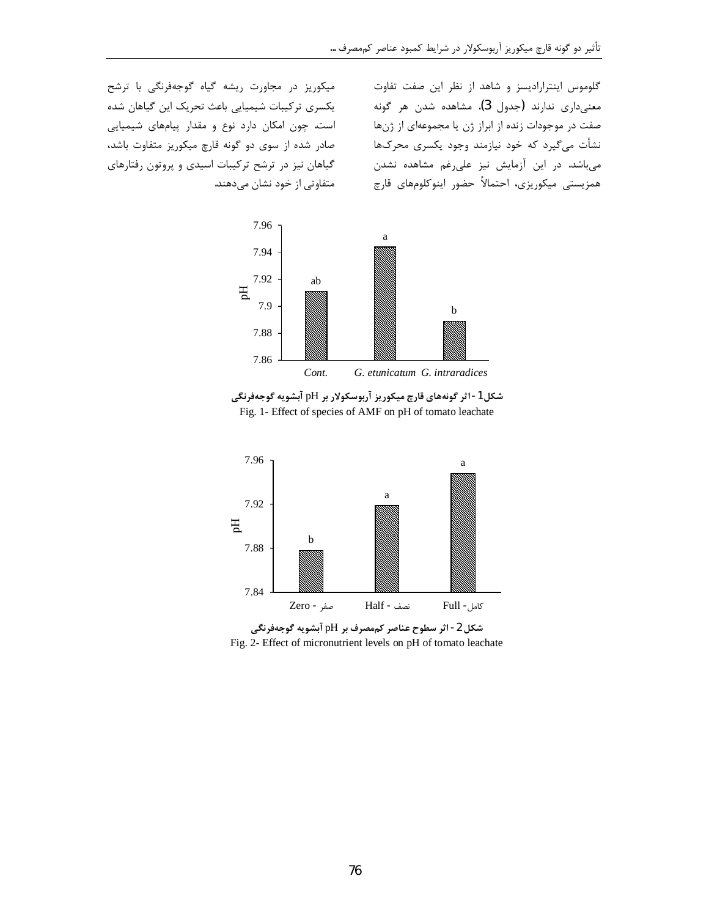گلوموس اینترارادیسز و شاهد از نظر این صفت تفاوت معنی‌داری ندارند (جدول 3). مشاهده شدن هر گونه صفت در موجودات زنده از ابراز ژن یا مجموعه‌ای از ژن‌ها نشأت می‌گیرد که خود نیازمند وجود یکسری محرک‌ها می‌باشد. در این آزمایش نیز علی‌رغم مشاهده نشدن همزیستی میکوریزی، احتمالاً حضور اینوکلوم‌های قارچ میکوریز در مجاورت ریشه گیاه گوجه‌فرنگی با ترشح یکسری ترکیبات شیمیایی باعث تحریک این گیاهان شده است. چون امکان دارد نوع و مقدار پیام‌های شیمیایی صادر شده از سوی دو گونه قارچ میکوریز متفاوت باشد، گیاهان نیز در ترشح ترکیبات اسیدی و پروتون رفتارهای متفاوتی از خود نشان می‌دهند.

**شکل 1- اثر گونه‌های قارچ میکوریز آربوسکولار بر pH آبشویه گوجه‌فرنگی**

Fig. 1- Effect of species of AMF on pH of tomato leachate

**شکل 2- اثر سطوح عناصر کم‌مصرف بر pH آبشویه گوجه‌فرنگی**

Fig. 2- Effect of micronutrient levels on pH of tomato leachate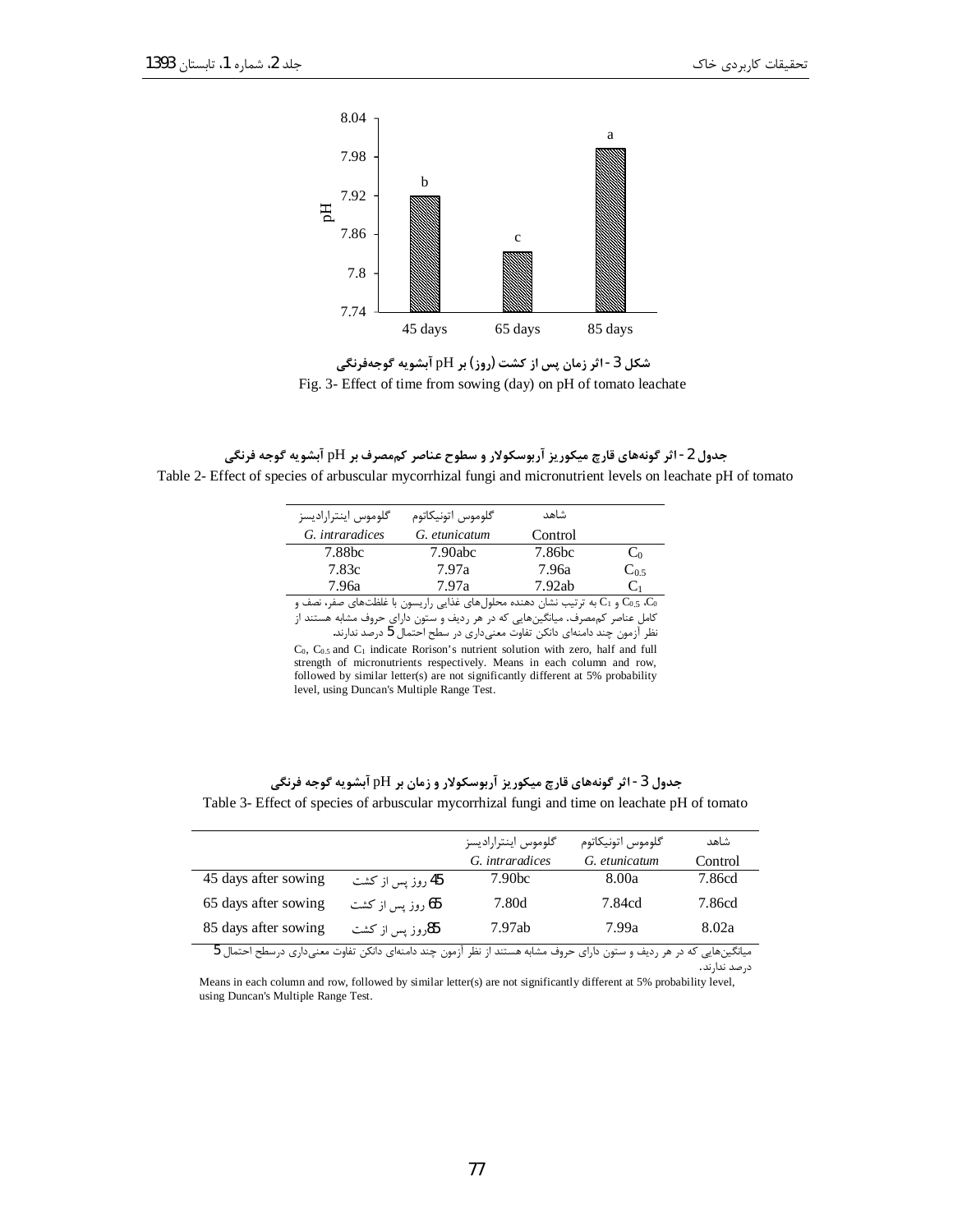شکل 3- اثر زمان پس از کشت (روز) بر pH آبشویه گوجه‌فرنگی

Fig. 3- Effect of time from sowing (day) on pH of tomato leachate

جدول 2- اثر گونه‌های قارچ میکوریز آربوسکولار و سطوح عناصر کم‌مصرف بر pH آبشویه گوجه فرنگی

Table 2- Effect of species of arbuscular mycorrhizal fungi and micronutrient levels on leachate pH of tomato

| گلوموس اینترارادیسز *G. intraradices* | گلوموس اتونیکاتوم *G. etunicatum* | شاهد Control | |
|---|---|---|---|
| 7.88bc | 7.90abc | 7.86bc | $C_0$ |
| 7.83c | 7.97a | 7.96a | $C_{0.5}$ |
| 7.96a | 7.97a | 7.92ab | $C_1$ |

$C_0$، $C_{0.5}$ و $C_1$ به ترتیب نشان دهنده محلول‌های غذایی راریسون با غلظت‌های صفر، نصف و کامل عناصر کم‌مصرف. میانگین‌هایی که در هر ردیف و ستون دارای حروف مشابه هستند از نظر آزمون چند دامنه‌ای دانکن تفاوت معنی‌داری در سطح احتمال 5 درصد ندارند.

$C_0$, $C_{0.5}$ and $C_1$ indicate Rorison's nutrient solution with zero, half and full strength of micronutrients respectively. Means in each column and row, followed by similar letter(s) are not significantly different at 5% probability level, using Duncan's Multiple Range Test.

جدول 3- اثر گونه‌های قارچ میکوریز آربوسکولار و زمان بر pH آبشویه گوجه فرنگی

Table 3- Effect of species of arbuscular mycorrhizal fungi and time on leachate pH of tomato

| | | گلوموس اینترارادیسز *G. intraradices* | گلوموس اتونیکاتوم *G. etunicatum* | شاهد Control |
|---|---|---|---|---|
| 45 days after sowing | 45 روز پس از کشت | 7.90bc | 8.00a | 7.86cd |
| 65 days after sowing | 65 روز پس از کشت | 7.80d | 7.84cd | 7.86cd |
| 85 days after sowing | 85 روز پس از کشت | 7.97ab | 7.99a | 8.02a |

میانگین‌هایی که در هر ردیف و ستون دارای حروف مشابه هستند از نظر آزمون چند دامنه‌ای دانکن تفاوت معنی‌داری درسطح احتمال 5 درصد ندارند.

Means in each column and row, followed by similar letter(s) are not significantly different at 5% probability level, using Duncan's Multiple Range Test.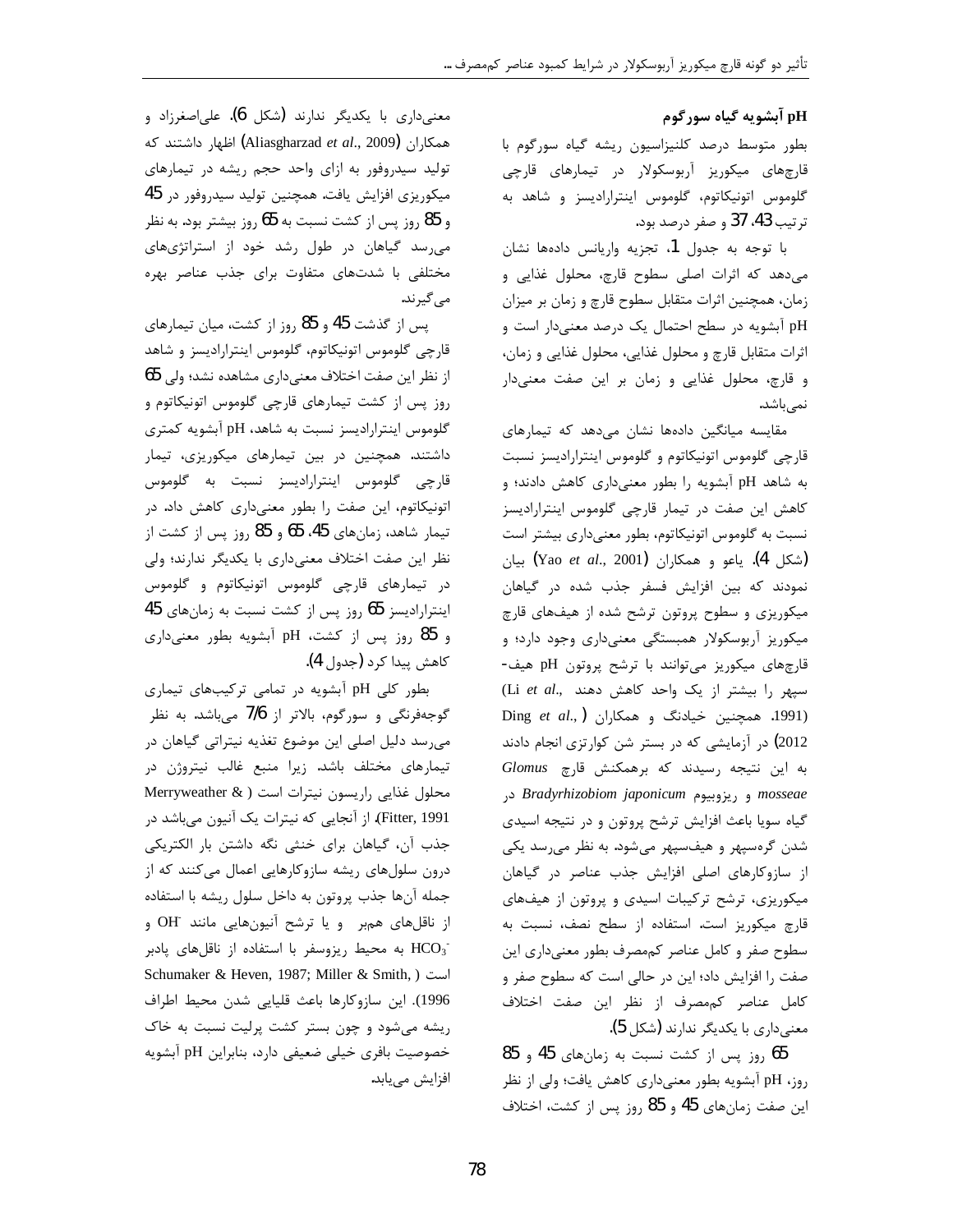### pH آبشویه گیاه سورگوم

بطور متوسط درصد کلنیزاسیون ریشه گیاه سورگوم با قارچ‌های میکوریز آربوسکولار در تیمارهای قارچی گلوموس اتونیکاتوم، گلوموس اینترارادیسز و شاهد به ترتیب 43، 37 و صفر درصد بود.

با توجه به جدول 1، تجزیه واریانس داده‌ها نشان می‌دهد که اثرات اصلی سطوح قارچ، محلول غذایی و زمان، همچنین اثرات متقابل سطوح قارچ و زمان بر میزان pH آبشویه در سطح احتمال یک درصد معنی‌دار است و اثرات متقابل قارچ و محلول غذایی، محلول غذایی و زمان، و قارچ، محلول غذایی و زمان بر این صفت معنی‌دار نمی‌باشد.

مقایسه میانگین داده‌ها نشان می‌دهد که تیمارهای قارچی گلوموس اتونیکاتوم و گلوموس اینترارادیسز نسبت به شاهد pH آبشویه را بطور معنی‌داری کاهش دادند؛ و کاهش این صفت در تیمار قارچی گلوموس اینترارادیسز نسبت به گلوموس اتونیکاتوم، بطور معنی‌داری بیشتر است (شکل 4). یاعو و همکاران (Yao *et al*., 2001) بیان نمودند که بین افزایش فسفر جذب شده در گیاهان میکوریزی و سطوح پروتون ترشح شده از هیف‌های قارچ میکوریز آربوسکولار همبستگی معنی‌داری وجود دارد؛ و قارچ‌های میکوریز می‌توانند با ترشح پروتون pH هیف-سپهر را بیشتر از یک واحد کاهش دهند (Li *et al*., 1991). همچنین خیادنگ و همکاران (Ding *et al*., 2012) در آزمایشی که در بستر شن کوارتزی انجام دادند به این نتیجه رسیدند که برهمکنش قارچ *Glomus mosseae* و ریزوبیوم *Bradyrhizobiom japonicum* در گیاه سویا باعث افزایش ترشح پروتون و در نتیجه اسیدی شدن گره‌سپهر و هیف‌سپهر می‌شود. به نظر می‌رسد یکی از سازوکارهای اصلی افزایش جذب عناصر در گیاهان میکوریزی، ترشح ترکیبات اسیدی و پروتون از هیف‌های قارچ میکوریز است. استفاده از سطح نصف، نسبت به سطوح صفر و کامل عناصر کم‌مصرف بطور معنی‌داری این صفت را افزایش داد؛ این در حالی است که سطوح صفر و کامل عناصر کم‌مصرف از نظر این صفت اختلاف معنی‌داری با یکدیگر ندارند (شکل 5).

65 روز پس از کشت نسبت به زمان‌های 45 و 85 روز، pH آبشویه بطور معنی‌داری کاهش یافت؛ ولی از نظر این صفت زمان‌های 45 و 85 روز پس از کشت، اختلاف معنی‌داری با یکدیگر ندارند (شکل 6). علی‌اصغرزاد و همکاران (Aliasgharzad *et al*., 2009) اظهار داشتند که تولید سیدروفور به ازای واحد حجم ریشه در تیمارهای میکوریزی افزایش یافت. همچنین تولید سیدروفور در 45 و 85 روز پس از کشت نسبت به 65 روز بیشتر بود. به نظر می‌رسد گیاهان در طول رشد خود از استراتژی‌های مختلفی با شدت‌های متفاوت برای جذب عناصر بهره می‌گیرند.

پس از گذشت 45 و 85 روز از کشت، میان تیمارهای قارچی گلوموس اتونیکاتوم، گلوموس اینترارادیسز و شاهد از نظر این صفت اختلاف معنی‌داری مشاهده نشد؛ ولی 65 روز پس از کشت تیمارهای قارچی گلوموس اتونیکاتوم و گلوموس اینترارادیسز نسبت به شاهد، pH آبشویه کمتری داشتند. همچنین در بین تیمارهای میکوریزی، تیمار قارچی گلوموس اینترارادیسز نسبت به گلوموس اتونیکاتوم، این صفت را بطور معنی‌داری کاهش داد. در تیمار شاهد، زمان‌های 45، 65 و 85 روز پس از کشت از نظر این صفت اختلاف معنی‌داری با یکدیگر ندارند؛ ولی در تیمارهای قارچی گلوموس اتونیکاتوم و گلوموس اینترارادیسز 65 روز پس از کشت نسبت به زمان‌های 45 و 85 روز پس از کشت، pH آبشویه بطور معنی‌داری کاهش پیدا کرد (جدول 4).

بطور کلی pH آبشویه در تمامی ترکیب‌های تیماری گوجه‌فرنگی و سورگوم، بالاتر از 7/6 می‌باشد. به نظر می‌رسد دلیل اصلی این موضوع تغذیه نیتراتی گیاهان در تیمارهای مختلف باشد. زیرا منبع غالب نیتروژن در محلول غذایی راریسون نیترات است (Merryweather & Fitter, 1991). از آنجایی که نیترات یک آنیون می‌باشد در جذب آن، گیاهان برای خنثی نگه داشتن بار الکتریکی درون سلول‌های ریشه سازوکارهایی اعمال می‌کنند که از جمله آن‌ها جذب پروتون به داخل سلول ریشه با استفاده از ناقل‌های هم‌بر و یا ترشح آنیون‌هایی مانند $OH^-$ و $HCO_3^-$ به محیط ریزوسفر با استفاده از ناقل‌های پادبر است (Schumaker & Heven, 1987; Miller & Smith, 1996). این سازوکارها باعث قلیایی شدن محیط اطراف ریشه می‌شود و چون بستر کشت پرلیت نسبت به خاک خصوصیت بافری خیلی ضعیفی دارد، بنابراین pH آبشویه افزایش می‌یابد.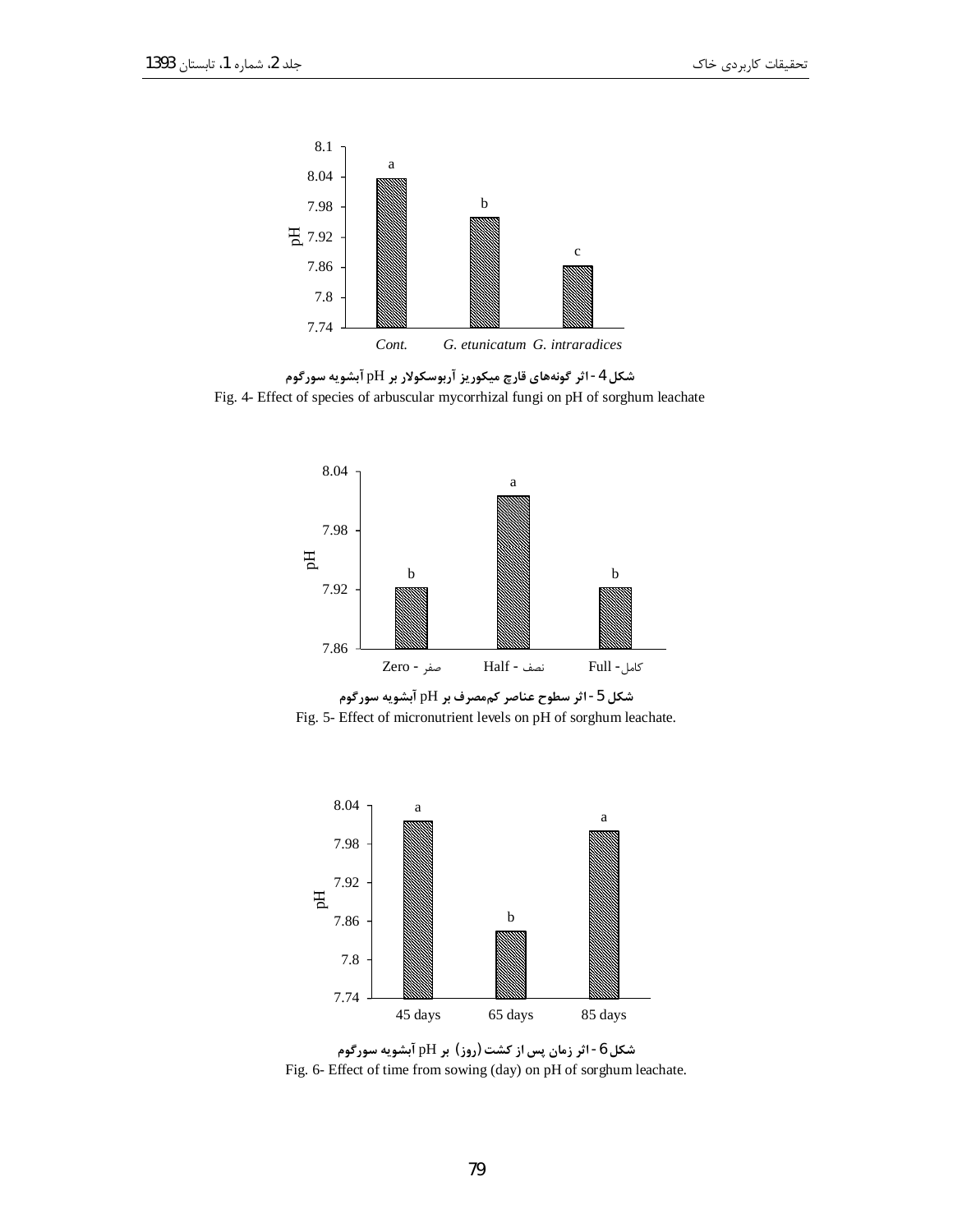شکل 4 - اثر گونه‌های قارچ میکوریز آربوسکولار بر pH آبشویه سورگوم

Fig. 4- Effect of species of arbuscular mycorrhizal fungi on pH of sorghum leachate

شکل 5 - اثر سطوح عناصر کم‌مصرف بر pH آبشویه سورگوم

Fig. 5- Effect of micronutrient levels on pH of sorghum leachate.

شکل 6 - اثر زمان پس از کشت (روز) بر pH آبشویه سورگوم

Fig. 6- Effect of time from sowing (day) on pH of sorghum leachate.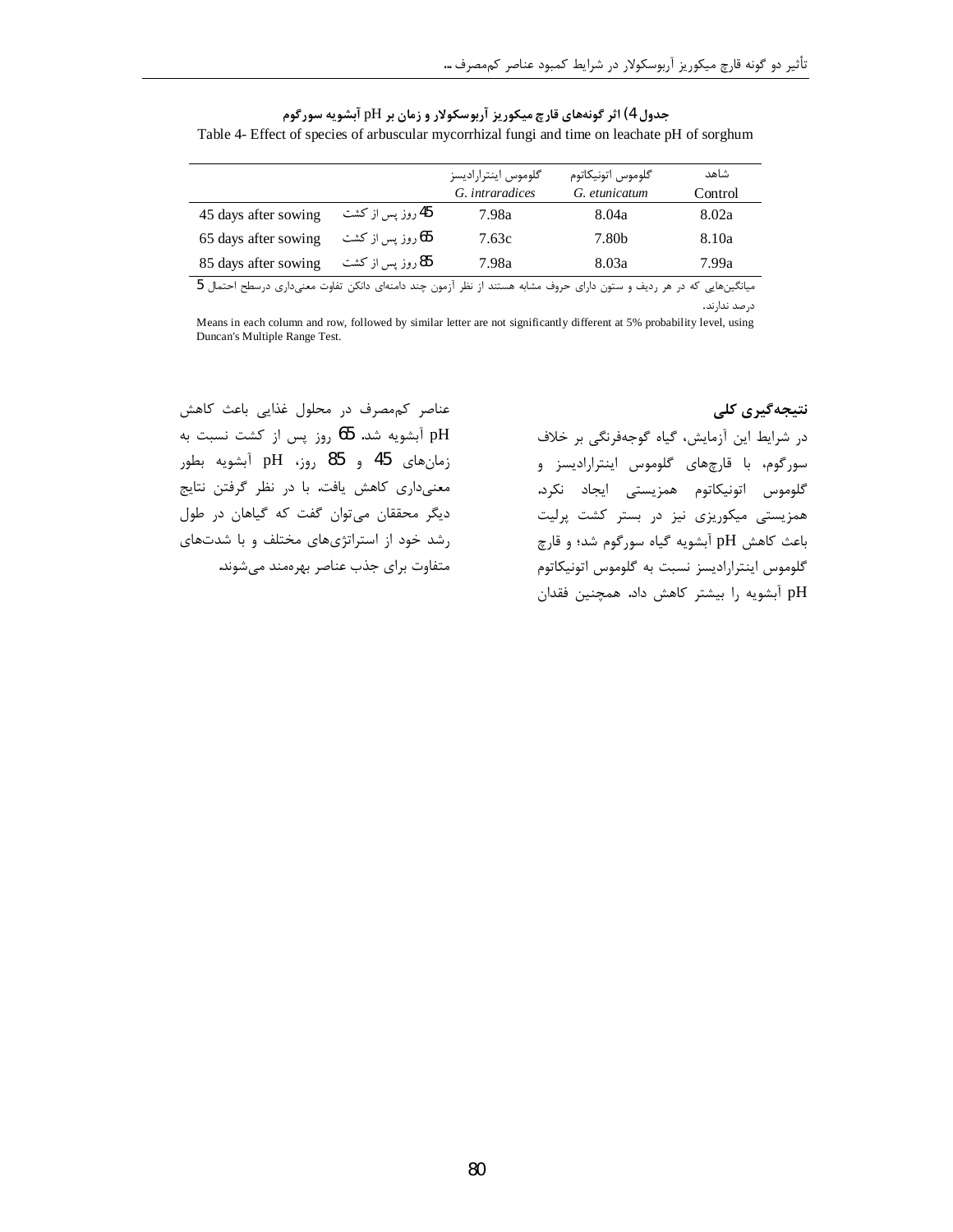**جدول 4) اثر گونه‌های قارچ میکوریز آربوسکولار و زمان بر pH آبشویه سورگوم**

Table 4- Effect of species of arbuscular mycorrhizal fungi and time on leachate pH of sorghum

| | | گلوموس اینترارادیسز *G. intraradices* | گلوموس اتونیکاتوم *G. etunicatum* | شاهد Control |
|---|---|---|---|---|
| 45 days after sowing | 45 روز پس از کشت | 7.98a | 8.04a | 8.02a |
| 65 days after sowing | 65 روز پس از کشت | 7.63c | 7.80b | 8.10a |
| 85 days after sowing | 85 روز پس از کشت | 7.98a | 8.03a | 7.99a |

میانگین‌هایی که در هر ردیف و ستون دارای حروف مشابه هستند از نظر آزمون چند دامنه‌ای دانکن تفاوت معنی‌داری درسطح احتمال 5 درصد ندارند.

Means in each column and row, followed by similar letter are not significantly different at 5% probability level, using Duncan's Multiple Range Test.

## نتیجه‌گیری کلی

در شرایط این آزمایش، گیاه گوجه‌فرنگی بر خلاف سورگوم، با قارچ‌های گلوموس اینترارادیسز و گلوموس اتونیکاتوم همزیستی ایجاد نکرد. همزیستی میکوریزی نیز در بستر کشت پرلیت باعث کاهش pH آبشویه گیاه سورگوم شد؛ و قارچ گلوموس اینترارادیسز نسبت به گلوموس اتونیکاتوم pH آبشویه را بیشتر کاهش داد. همچنین فقدان عناصر کم‌مصرف در محلول غذایی باعث کاهش pH آبشویه شد. 65 روز پس از کشت نسبت به زمان‌های 45 و 85 روز، pH آبشویه بطور معنی‌داری کاهش یافت. با در نظر گرفتن نتایج دیگر محققان می‌توان گفت که گیاهان در طول رشد خود از استراتژی‌های مختلف و با شدت‌های متفاوت برای جذب عناصر بهره‌مند می‌شوند.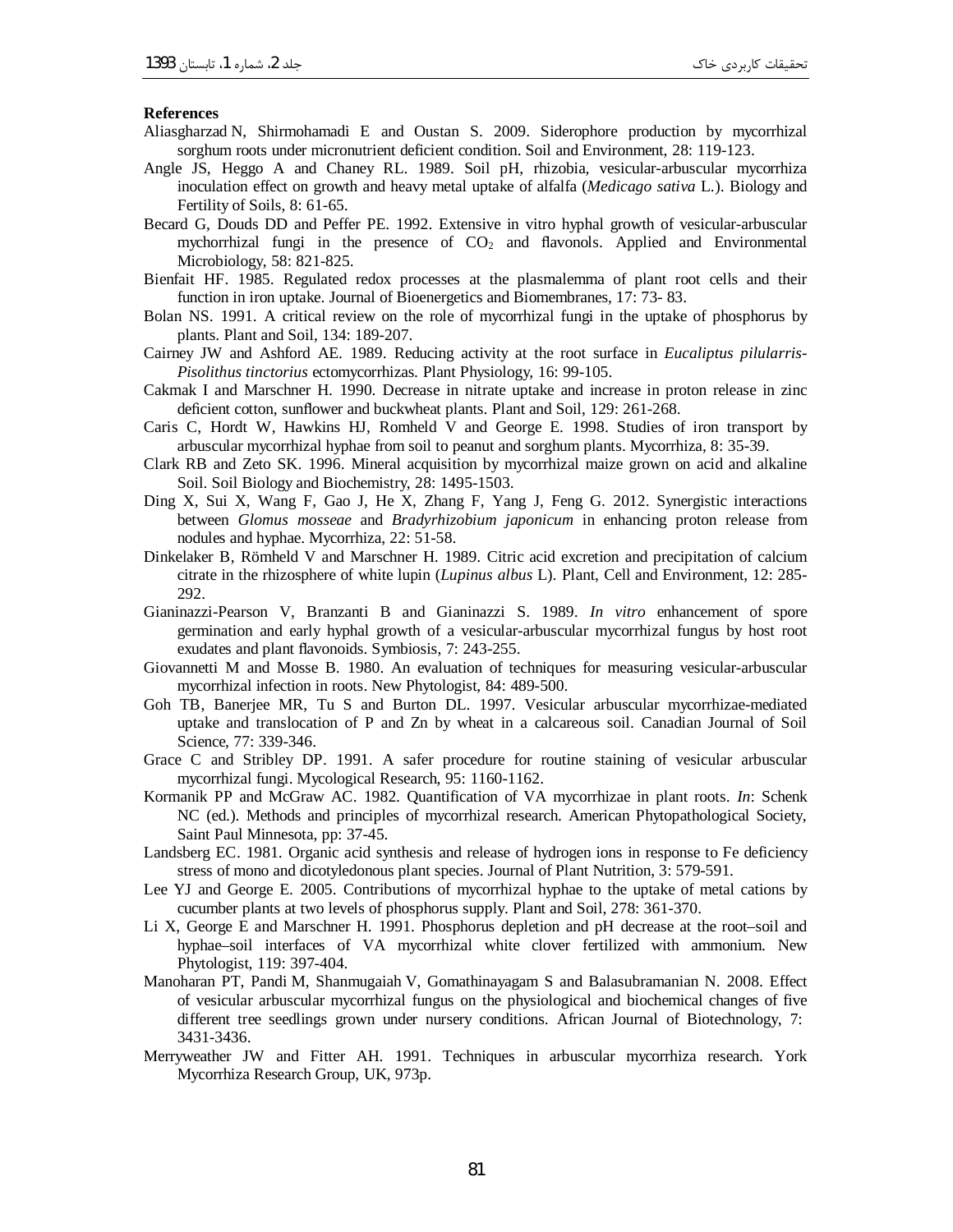**References**

Aliasgharzad N, Shirmohamadi E and Oustan S. 2009. Siderophore production by mycorrhizal sorghum roots under micronutrient deficient condition. Soil and Environment, 28: 119-123.

Angle JS, Heggo A and Chaney RL. 1989. Soil pH, rhizobia, vesicular-arbuscular mycorrhiza inoculation effect on growth and heavy metal uptake of alfalfa (*Medicago sativa* L.). Biology and Fertility of Soils, 8: 61-65.

Becard G, Douds DD and Peffer PE. 1992. Extensive in vitro hyphal growth of vesicular-arbuscular mychorrhizal fungi in the presence of $CO_2$ and flavonols. Applied and Environmental Microbiology, 58: 821-825.

Bienfait HF. 1985. Regulated redox processes at the plasmalemma of plant root cells and their function in iron uptake. Journal of Bioenergetics and Biomembranes, 17: 73- 83.

Bolan NS. 1991. A critical review on the role of mycorrhizal fungi in the uptake of phosphorus by plants. Plant and Soil, 134: 189-207.

Cairney JW and Ashford AE. 1989. Reducing activity at the root surface in *Eucaliptus pilularris-Pisolithus tinctorius* ectomycorrhizas. Plant Physiology, 16: 99-105.

Cakmak I and Marschner H. 1990. Decrease in nitrate uptake and increase in proton release in zinc deficient cotton, sunflower and buckwheat plants. Plant and Soil, 129: 261-268.

Caris C, Hordt W, Hawkins HJ, Romheld V and George E. 1998. Studies of iron transport by arbuscular mycorrhizal hyphae from soil to peanut and sorghum plants. Mycorrhiza, 8: 35-39.

Clark RB and Zeto SK. 1996. Mineral acquisition by mycorrhizal maize grown on acid and alkaline Soil. Soil Biology and Biochemistry, 28: 1495-1503.

Ding X, Sui X, Wang F, Gao J, He X, Zhang F, Yang J, Feng G. 2012. Synergistic interactions between *Glomus mosseae* and *Bradyrhizobium japonicum* in enhancing proton release from nodules and hyphae. Mycorrhiza, 22: 51-58.

Dinkelaker B, Römheld V and Marschner H. 1989. Citric acid excretion and precipitation of calcium citrate in the rhizosphere of white lupin (*Lupinus albus* L). Plant, Cell and Environment, 12: 285-292.

Gianinazzi-Pearson V, Branzanti B and Gianinazzi S. 1989. *In vitro* enhancement of spore germination and early hyphal growth of a vesicular-arbuscular mycorrhizal fungus by host root exudates and plant flavonoids. Symbiosis, 7: 243-255.

Giovannetti M and Mosse B. 1980. An evaluation of techniques for measuring vesicular-arbuscular mycorrhizal infection in roots. New Phytologist, 84: 489-500.

Goh TB, Banerjee MR, Tu S and Burton DL. 1997. Vesicular arbuscular mycorrhizae-mediated uptake and translocation of P and Zn by wheat in a calcareous soil. Canadian Journal of Soil Science, 77: 339-346.

Grace C and Stribley DP. 1991. A safer procedure for routine staining of vesicular arbuscular mycorrhizal fungi. Mycological Research, 95: 1160-1162.

Kormanik PP and McGraw AC. 1982. Quantification of VA mycorrhizae in plant roots. *In*: Schenk NC (ed.). Methods and principles of mycorrhizal research. American Phytopathological Society, Saint Paul Minnesota, pp: 37-45.

Landsberg EC. 1981. Organic acid synthesis and release of hydrogen ions in response to Fe deficiency stress of mono and dicotyledonous plant species. Journal of Plant Nutrition, 3: 579-591.

Lee YJ and George E. 2005. Contributions of mycorrhizal hyphae to the uptake of metal cations by cucumber plants at two levels of phosphorus supply. Plant and Soil, 278: 361-370.

Li X, George E and Marschner H. 1991. Phosphorus depletion and pH decrease at the root–soil and hyphae–soil interfaces of VA mycorrhizal white clover fertilized with ammonium. New Phytologist, 119: 397-404.

Manoharan PT, Pandi M, Shanmugaiah V, Gomathinayagam S and Balasubramanian N. 2008. Effect of vesicular arbuscular mycorrhizal fungus on the physiological and biochemical changes of five different tree seedlings grown under nursery conditions. African Journal of Biotechnology, 7: 3431-3436.

Merryweather JW and Fitter AH. 1991. Techniques in arbuscular mycorrhiza research. York Mycorrhiza Research Group, UK, 973p.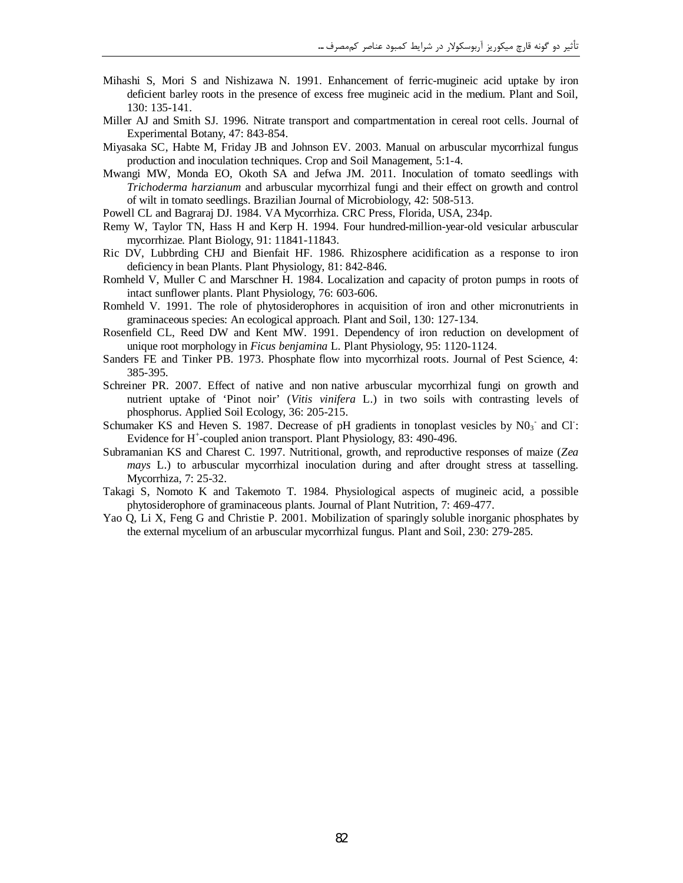Mihashi S, Mori S and Nishizawa N. 1991. Enhancement of ferric-mugineic acid uptake by iron deficient barley roots in the presence of excess free mugineic acid in the medium. Plant and Soil, 130: 135-141.

Miller AJ and Smith SJ. 1996. Nitrate transport and compartmentation in cereal root cells. Journal of Experimental Botany, 47: 843-854.

Miyasaka SC, Habte M, Friday JB and Johnson EV. 2003. Manual on arbuscular mycorrhizal fungus production and inoculation techniques. Crop and Soil Management, 5:1-4.

Mwangi MW, Monda EO, Okoth SA and Jefwa JM. 2011. Inoculation of tomato seedlings with *Trichoderma harzianum* and arbuscular mycorrhizal fungi and their effect on growth and control of wilt in tomato seedlings. Brazilian Journal of Microbiology, 42: 508-513.

Powell CL and Bagraraj DJ. 1984. VA Mycorrhiza. CRC Press, Florida, USA, 234p.

Remy W, Taylor TN, Hass H and Kerp H. 1994. Four hundred-million-year-old vesicular arbuscular mycorrhizae. Plant Biology, 91: 11841-11843.

Ric DV, Lubbrding CHJ and Bienfait HF. 1986. Rhizosphere acidification as a response to iron deficiency in bean Plants. Plant Physiology, 81: 842-846.

Romheld V, Muller C and Marschner H. 1984. Localization and capacity of proton pumps in roots of intact sunflower plants. Plant Physiology, 76: 603-606.

Romheld V. 1991. The role of phytosiderophores in acquisition of iron and other micronutrients in graminaceous species: An ecological approach. Plant and Soil, 130: 127-134.

Rosenfield CL, Reed DW and Kent MW. 1991. Dependency of iron reduction on development of unique root morphology in *Ficus benjamina* L. Plant Physiology, 95: 1120-1124.

Sanders FE and Tinker PB. 1973. Phosphate flow into mycorrhizal roots. Journal of Pest Science, 4: 385-395.

Schreiner PR. 2007. Effect of native and non native arbuscular mycorrhizal fungi on growth and nutrient uptake of 'Pinot noir' (*Vitis vinifera* L.) in two soils with contrasting levels of phosphorus. Applied Soil Ecology, 36: 205-215.

Schumaker KS and Heven S. 1987. Decrease of pH gradients in tonoplast vesicles by $N0_3^-$ and $Cl^-$: Evidence for $H^+$-coupled anion transport. Plant Physiology, 83: 490-496.

Subramanian KS and Charest C. 1997. Nutritional, growth, and reproductive responses of maize (*Zea mays* L.) to arbuscular mycorrhizal inoculation during and after drought stress at tasselling. Mycorrhiza, 7: 25-32.

Takagi S, Nomoto K and Takemoto T. 1984. Physiological aspects of mugineic acid, a possible phytosiderophore of graminaceous plants. Journal of Plant Nutrition, 7: 469-477.

Yao Q, Li X, Feng G and Christie P. 2001. Mobilization of sparingly soluble inorganic phosphates by the external mycelium of an arbuscular mycorrhizal fungus. Plant and Soil, 230: 279-285.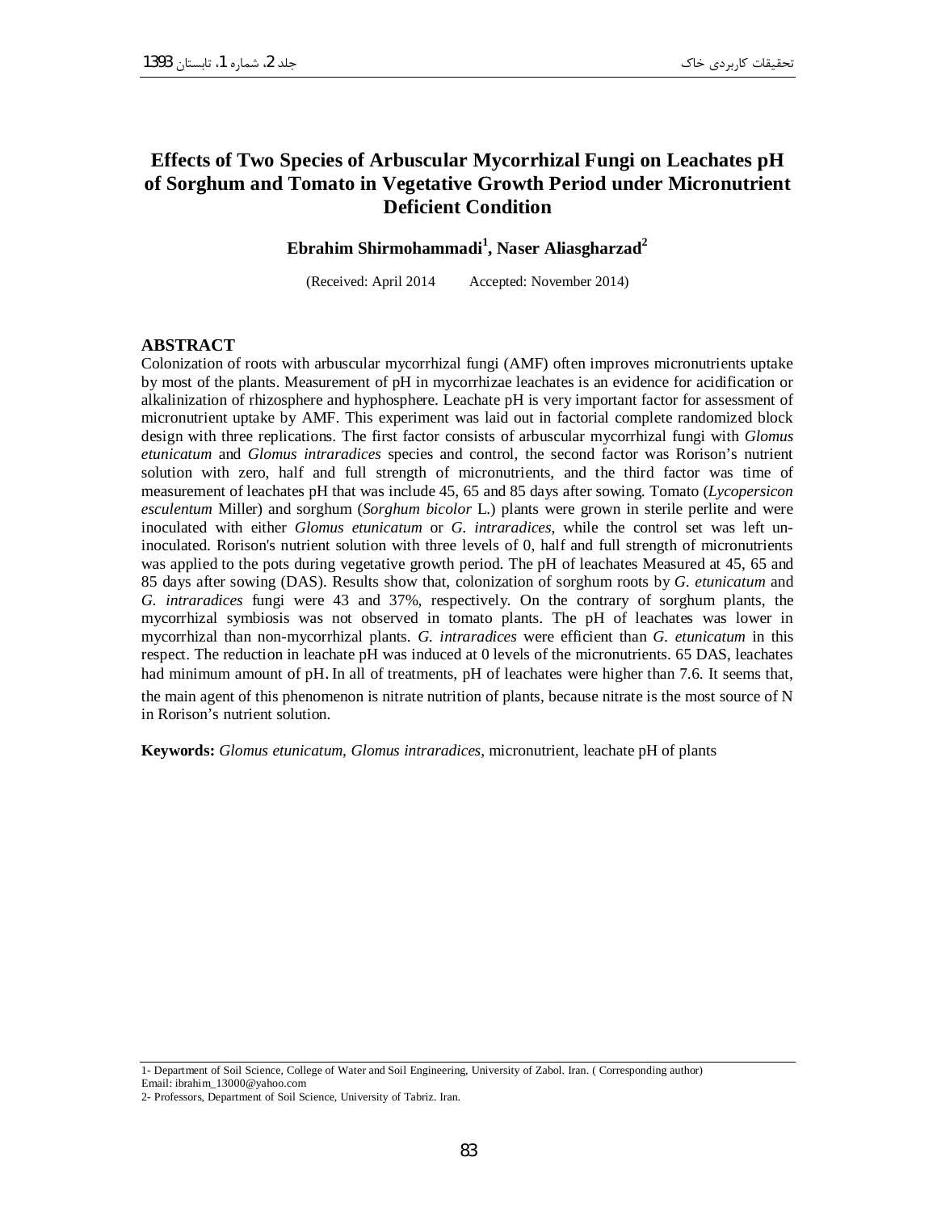# Effects of Two Species of Arbuscular Mycorrhizal Fungi on Leachates pH of Sorghum and Tomato in Vegetative Growth Period under Micronutrient Deficient Condition

**Ebrahim Shirmohammadi[1], Naser Aliasgharzad[2]**

(Received: April 2014 Accepted: November 2014)

## ABSTRACT

Colonization of roots with arbuscular mycorrhizal fungi (AMF) often improves micronutrients uptake by most of the plants. Measurement of pH in mycorrhizae leachates is an evidence for acidification or alkalinization of rhizosphere and hyphosphere. Leachate pH is very important factor for assessment of micronutrient uptake by AMF. This experiment was laid out in factorial complete randomized block design with three replications. The first factor consists of arbuscular mycorrhizal fungi with *Glomus etunicatum* and *Glomus intraradices* species and control, the second factor was Rorison's nutrient solution with zero, half and full strength of micronutrients, and the third factor was time of measurement of leachates pH that was include 45, 65 and 85 days after sowing. Tomato (*Lycopersicon esculentum* Miller) and sorghum (*Sorghum bicolor* L.) plants were grown in sterile perlite and were inoculated with either *Glomus etunicatum* or *G. intraradices*, while the control set was left un-inoculated. Rorison's nutrient solution with three levels of 0, half and full strength of micronutrients was applied to the pots during vegetative growth period. The pH of leachates Measured at 45, 65 and 85 days after sowing (DAS). Results show that, colonization of sorghum roots by *G. etunicatum* and *G. intraradices* fungi were 43 and 37%, respectively. On the contrary of sorghum plants, the mycorrhizal symbiosis was not observed in tomato plants. The pH of leachates was lower in mycorrhizal than non-mycorrhizal plants. *G. intraradices* were efficient than *G. etunicatum* in this respect. The reduction in leachate pH was induced at 0 levels of the micronutrients. 65 DAS, leachates had minimum amount of pH. In all of treatments, pH of leachates were higher than 7.6. It seems that, the main agent of this phenomenon is nitrate nutrition of plants, because nitrate is the most source of N in Rorison's nutrient solution.

**Keywords:** *Glomus etunicatum*, *Glomus intraradices*, micronutrient, leachate pH of plants

1- Department of Soil Science, College of Water and Soil Engineering, University of Zabol. Iran. ( Corresponding author)
Email: ibrahim_13000@yahoo.com

2- Professors, Department of Soil Science, University of Tabriz. Iran.